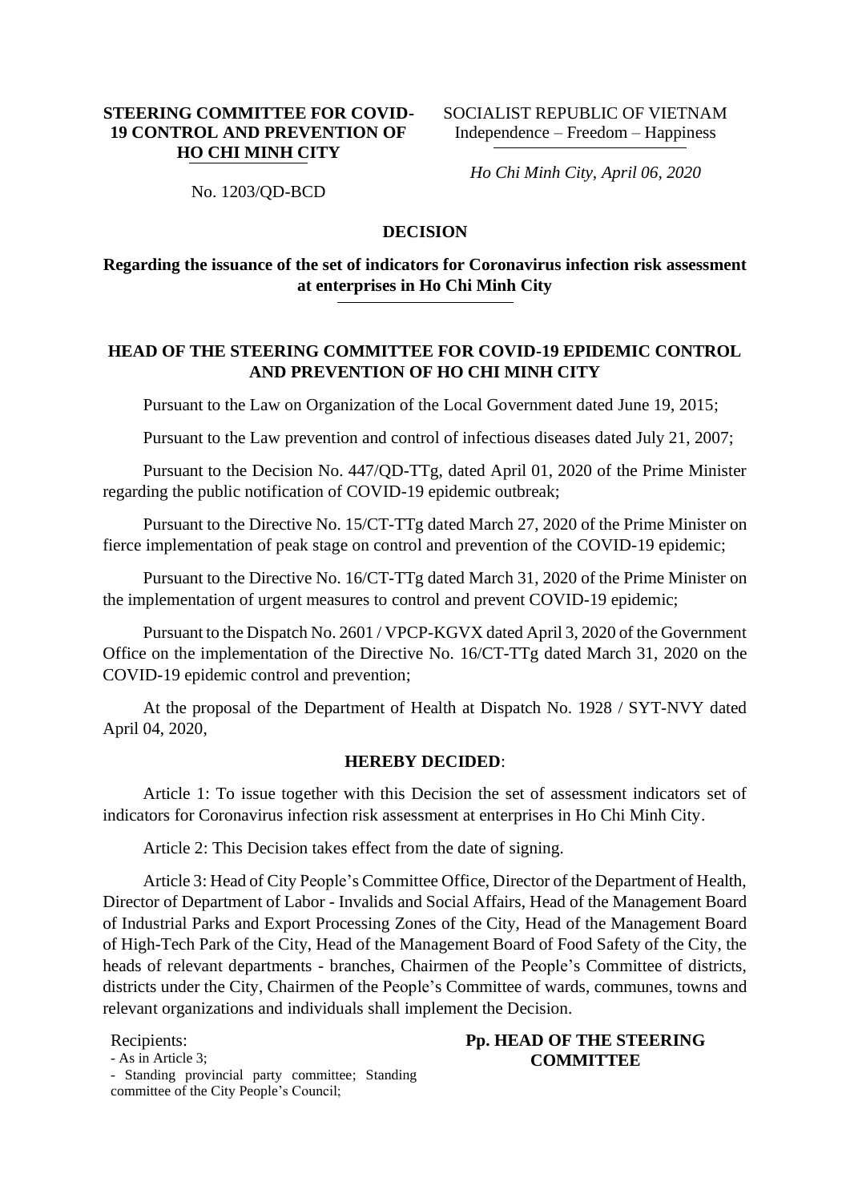**STEERING COMMITTEE FOR COVID-19 CONTROL AND PREVENTION OF HO CHI MINH CITY**

No. 1203/QD-BCD

SOCIALIST REPUBLIC OF VIETNAM
Independence – Freedom – Happiness

*Ho Chi Minh City, April 06, 2020*

# DECISION

## Regarding the issuance of the set of indicators for Coronavirus infection risk assessment at enterprises in Ho Chi Minh City

### HEAD OF THE STEERING COMMITTEE FOR COVID-19 EPIDEMIC CONTROL AND PREVENTION OF HO CHI MINH CITY

Pursuant to the Law on Organization of the Local Government dated June 19, 2015;

Pursuant to the Law prevention and control of infectious diseases dated July 21, 2007;

Pursuant to the Decision No. 447/QD-TTg, dated April 01, 2020 of the Prime Minister regarding the public notification of COVID-19 epidemic outbreak;

Pursuant to the Directive No. 15/CT-TTg dated March 27, 2020 of the Prime Minister on fierce implementation of peak stage on control and prevention of the COVID-19 epidemic;

Pursuant to the Directive No. 16/CT-TTg dated March 31, 2020 of the Prime Minister on the implementation of urgent measures to control and prevent COVID-19 epidemic;

Pursuant to the Dispatch No. 2601 / VPCP-KGVX dated April 3, 2020 of the Government Office on the implementation of the Directive No. 16/CT-TTg dated March 31, 2020 on the COVID-19 epidemic control and prevention;

At the proposal of the Department of Health at Dispatch No. 1928 / SYT-NVY dated April 04, 2020,

**HEREBY DECIDED**:

Article 1: To issue together with this Decision the set of assessment indicators set of indicators for Coronavirus infection risk assessment at enterprises in Ho Chi Minh City.

Article 2: This Decision takes effect from the date of signing.

Article 3: Head of City People's Committee Office, Director of the Department of Health, Director of Department of Labor - Invalids and Social Affairs, Head of the Management Board of Industrial Parks and Export Processing Zones of the City, Head of the Management Board of High-Tech Park of the City, Head of the Management Board of Food Safety of the City, the heads of relevant departments - branches, Chairmen of the People's Committee of districts, districts under the City, Chairmen of the People's Committee of wards, communes, towns and relevant organizations and individuals shall implement the Decision.

Recipients:
- As in Article 3;
- Standing provincial party committee; Standing committee of the City People's Council;

**Pp. HEAD OF THE STEERING COMMITTEE**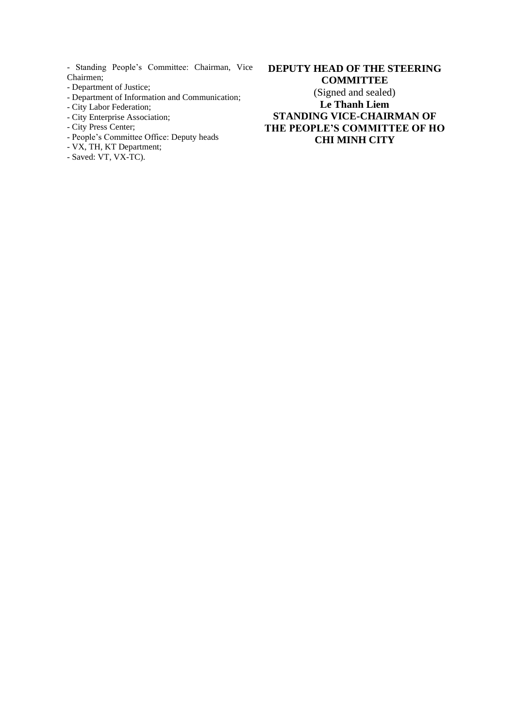- Standing People's Committee: Chairman, Vice Chairmen;
- Department of Justice;
- Department of Information and Communication;
- City Labor Federation;
- City Enterprise Association;
- City Press Center;
- People's Committee Office: Deputy heads
- VX, TH, KT Department;
- Saved: VT, VX-TC).

**DEPUTY HEAD OF THE STEERING COMMITTEE**
(Signed and sealed)
**Le Thanh Liem**
**STANDING VICE-CHAIRMAN OF THE PEOPLE'S COMMITTEE OF HO CHI MINH CITY**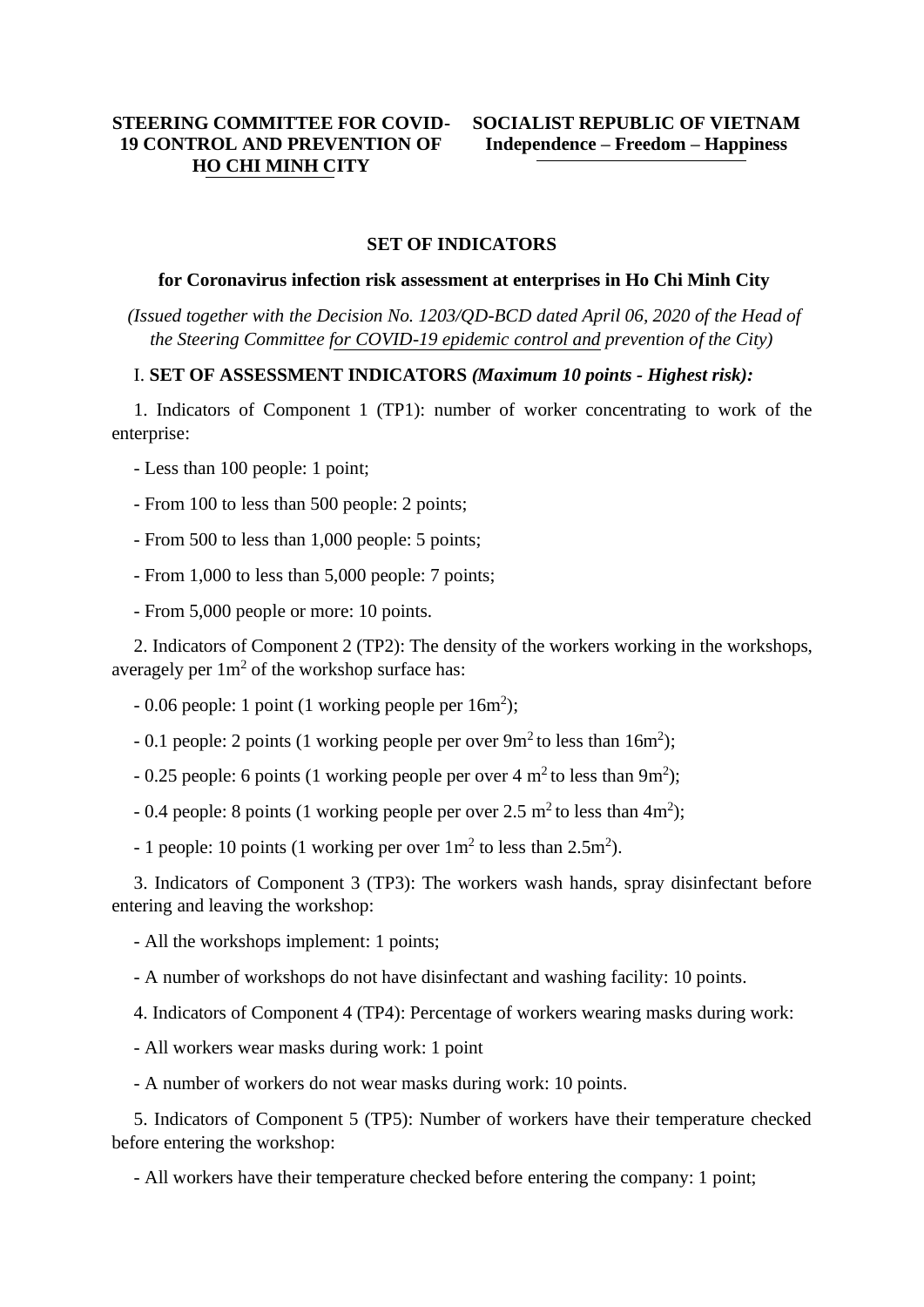**STEERING COMMITTEE FOR COVID-19 CONTROL AND PREVENTION OF HO CHI MINH CITY**

**SOCIALIST REPUBLIC OF VIETNAM**
**Independence – Freedom – Happiness**

**SET OF INDICATORS**

**for Coronavirus infection risk assessment at enterprises in Ho Chi Minh City**

*(Issued together with the Decision No. 1203/QD-BCD dated April 06, 2020 of the Head of the Steering Committee for COVID-19 epidemic control and prevention of the City)*

I. **SET OF ASSESSMENT INDICATORS** ***(Maximum 10 points - Highest risk):***

1. Indicators of Component 1 (TP1): number of worker concentrating to work of the enterprise:

- Less than 100 people: 1 point;
- From 100 to less than 500 people: 2 points;
- From 500 to less than 1,000 people: 5 points;
- From 1,000 to less than 5,000 people: 7 points;
- From 5,000 people or more: 10 points.

2. Indicators of Component 2 (TP2): The density of the workers working in the workshops, averagely per $1m^2$ of the workshop surface has:

- 0.06 people: 1 point (1 working people per $16m^2$);
- 0.1 people: 2 points (1 working people per over $9m^2$ to less than $16m^2$);
- 0.25 people: 6 points (1 working people per over 4 $m^2$ to less than $9m^2$);
- 0.4 people: 8 points (1 working people per over 2.5 $m^2$ to less than $4m^2$);
- 1 people: 10 points (1 working per over $1m^2$ to less than $2.5m^2$).

3. Indicators of Component 3 (TP3): The workers wash hands, spray disinfectant before entering and leaving the workshop:

- All the workshops implement: 1 points;
- A number of workshops do not have disinfectant and washing facility: 10 points.

4. Indicators of Component 4 (TP4): Percentage of workers wearing masks during work:

- All workers wear masks during work: 1 point
- A number of workers do not wear masks during work: 10 points.

5. Indicators of Component 5 (TP5): Number of workers have their temperature checked before entering the workshop:

- All workers have their temperature checked before entering the company: 1 point;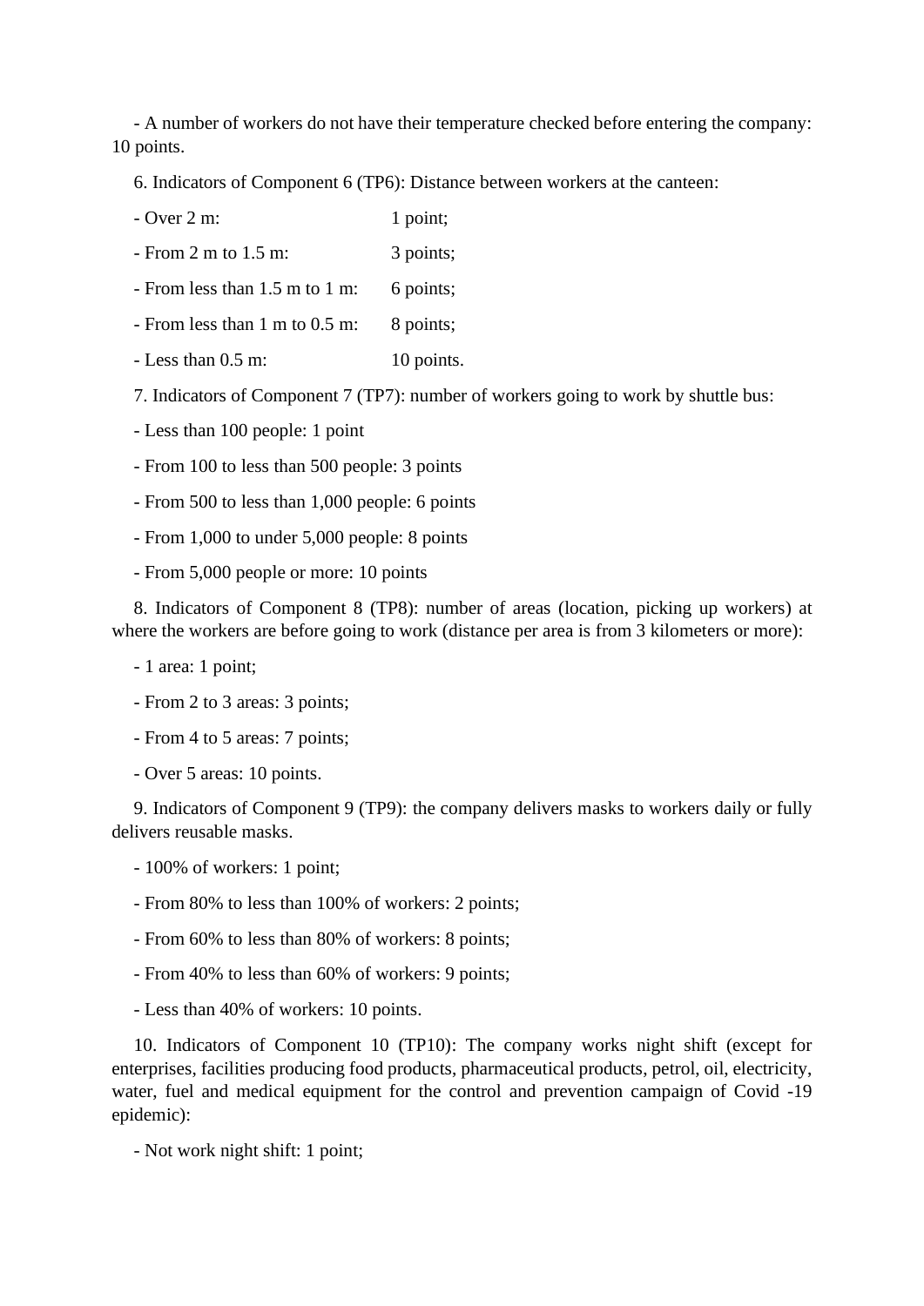- A number of workers do not have their temperature checked before entering the company: 10 points.

6. Indicators of Component 6 (TP6): Distance between workers at the canteen:

- Over 2 m: 1 point;
- From 2 m to 1.5 m: 3 points;
- From less than 1.5 m to 1 m: 6 points;
- From less than 1 m to 0.5 m: 8 points;
- Less than 0.5 m: 10 points.

7. Indicators of Component 7 (TP7): number of workers going to work by shuttle bus:

- Less than 100 people: 1 point
- From 100 to less than 500 people: 3 points
- From 500 to less than 1,000 people: 6 points
- From 1,000 to under 5,000 people: 8 points
- From 5,000 people or more: 10 points

8. Indicators of Component 8 (TP8): number of areas (location, picking up workers) at where the workers are before going to work (distance per area is from 3 kilometers or more):

- 1 area: 1 point;
- From 2 to 3 areas: 3 points;
- From 4 to 5 areas: 7 points;
- Over 5 areas: 10 points.

9. Indicators of Component 9 (TP9): the company delivers masks to workers daily or fully delivers reusable masks.

- 100% of workers: 1 point;
- From 80% to less than 100% of workers: 2 points;
- From 60% to less than 80% of workers: 8 points;
- From 40% to less than 60% of workers: 9 points;
- Less than 40% of workers: 10 points.

10. Indicators of Component 10 (TP10): The company works night shift (except for enterprises, facilities producing food products, pharmaceutical products, petrol, oil, electricity, water, fuel and medical equipment for the control and prevention campaign of Covid -19 epidemic):

- Not work night shift: 1 point;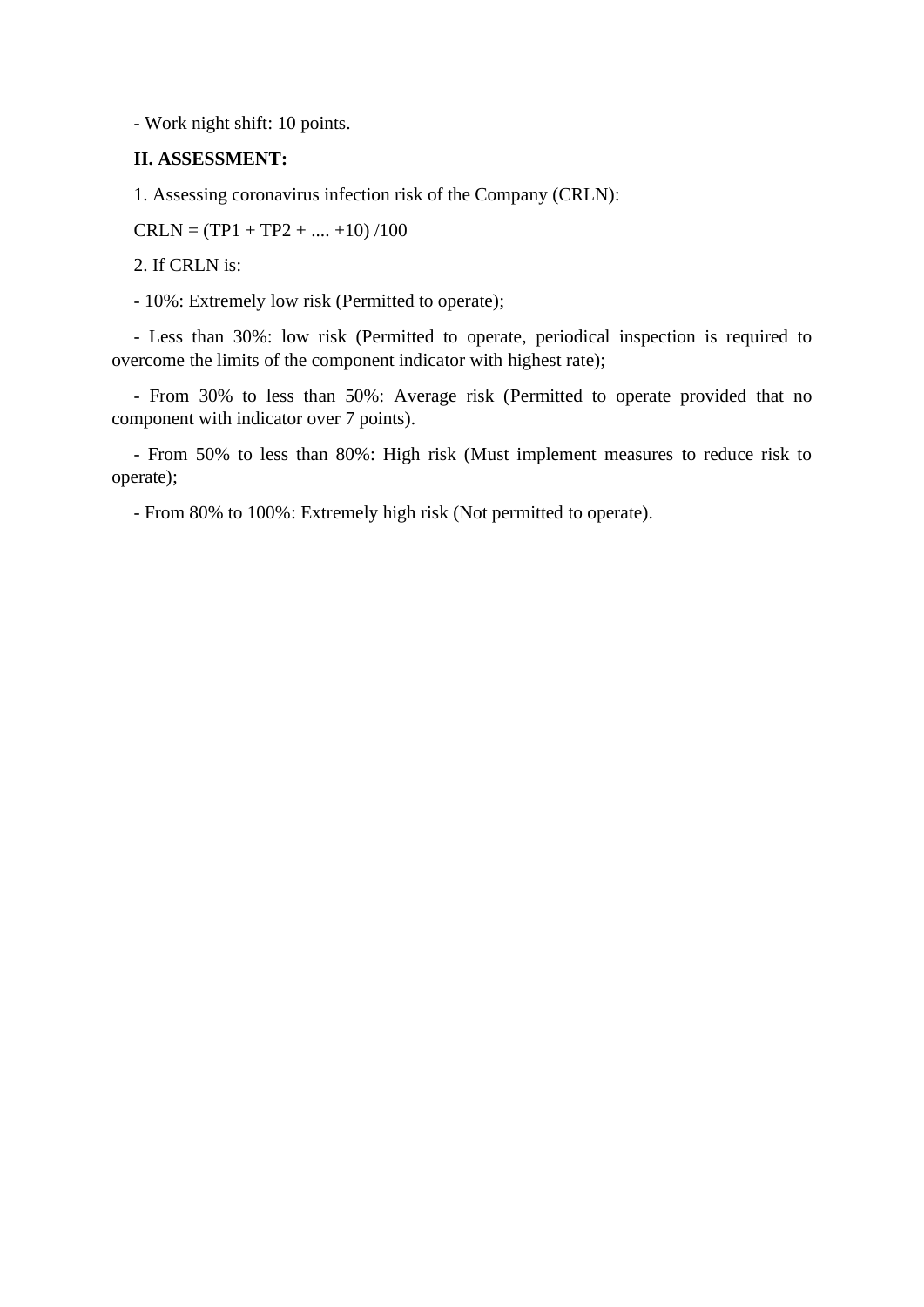- Work night shift: 10 points.

**II. ASSESSMENT:**

1. Assessing coronavirus infection risk of the Company (CRLN):

CRLN = (TP1 + TP2 + .... +10) /100

2. If CRLN is:

- 10%: Extremely low risk (Permitted to operate);

- Less than 30%: low risk (Permitted to operate, periodical inspection is required to overcome the limits of the component indicator with highest rate);

- From 30% to less than 50%: Average risk (Permitted to operate provided that no component with indicator over 7 points).

- From 50% to less than 80%: High risk (Must implement measures to reduce risk to operate);

- From 80% to 100%: Extremely high risk (Not permitted to operate).